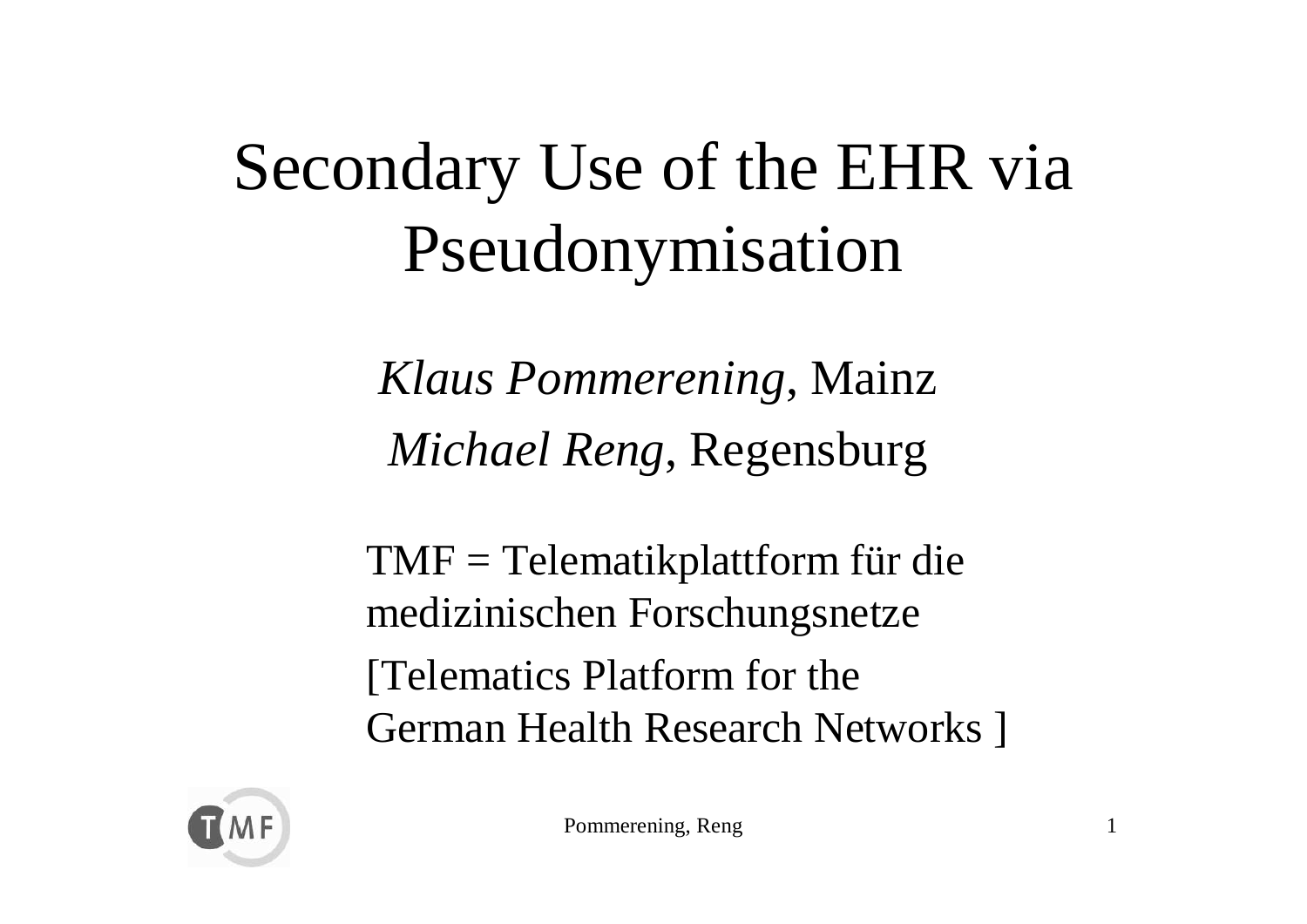# Secondary Use of the EHR via Pseudonymisation

*Klaus Pommerening*, Mainz

*Michael Reng*, Regensburg

TMF = Telematikplattform für die medizinischen Forschungsnetze

[Telematics Platform for the German Health Research Networks ]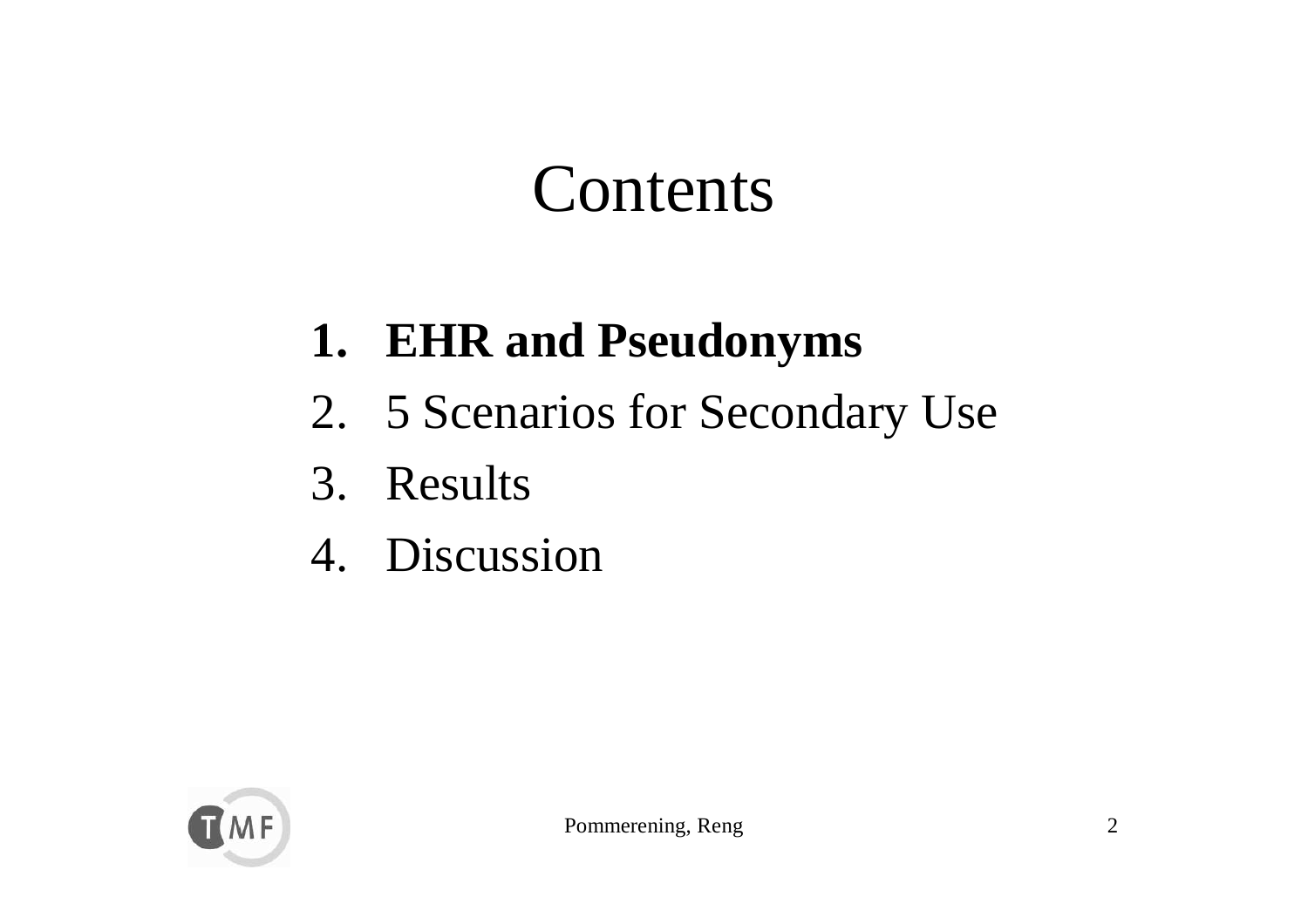# Contents

1. **EHR and Pseudonyms**
2. 5 Scenarios for Secondary Use
3. Results
4. Discussion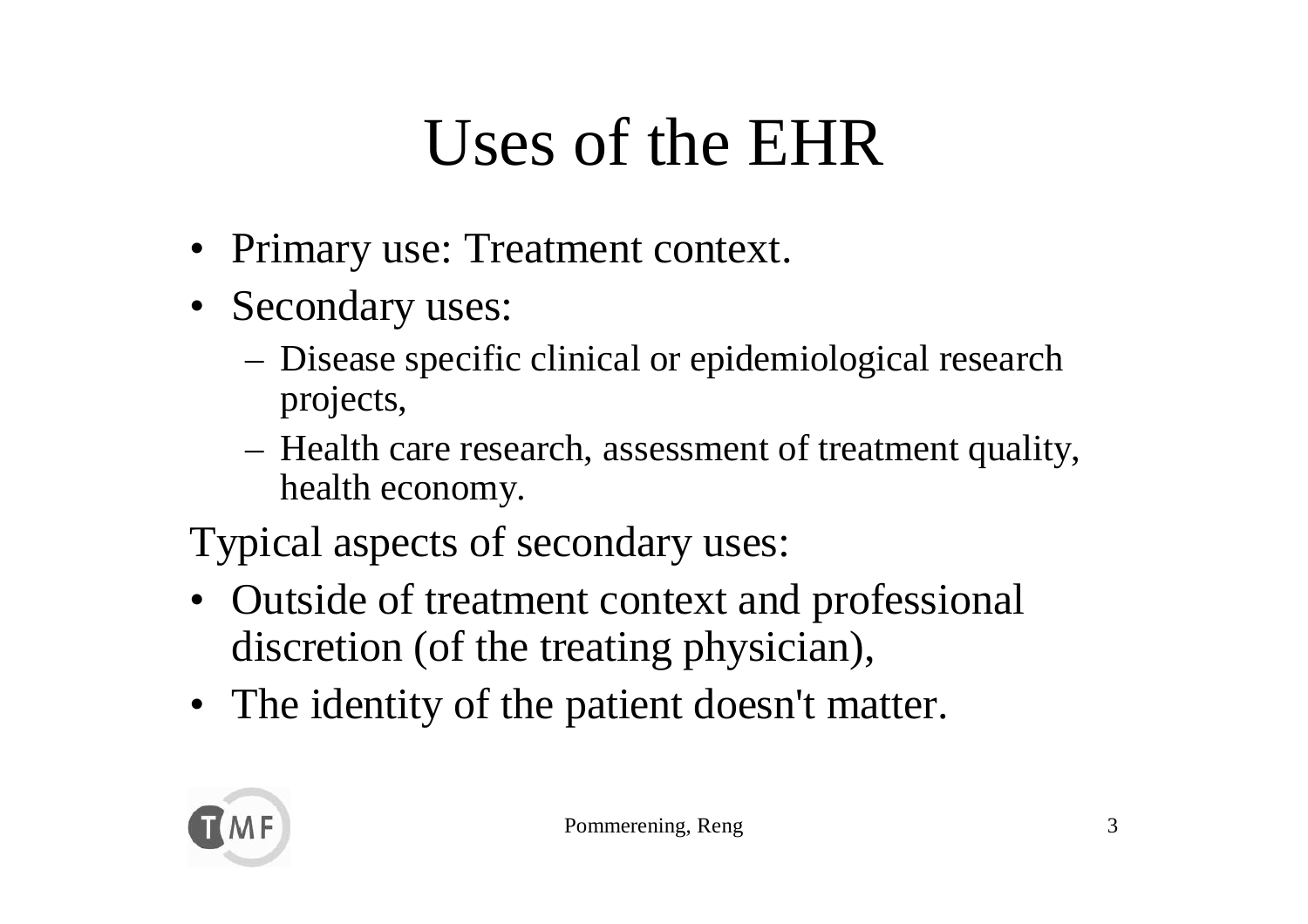# Uses of the EHR

- Primary use: Treatment context.
- Secondary uses:
  - Disease specific clinical or epidemiological research projects,
  - Health care research, assessment of treatment quality, health economy.

Typical aspects of secondary uses:

- Outside of treatment context and professional discretion (of the treating physician),
- The identity of the patient doesn't matter.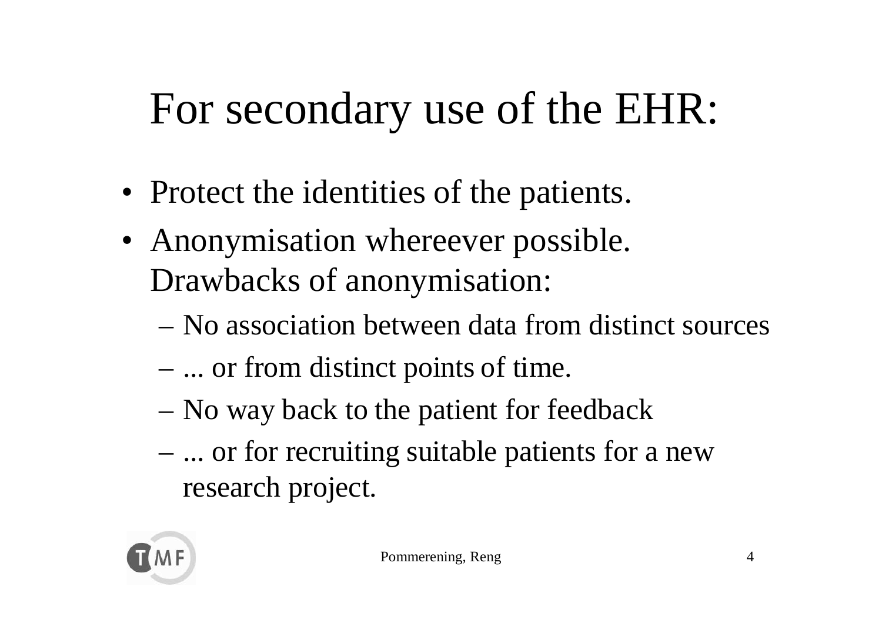# For secondary use of the EHR:

- Protect the identities of the patients.
- Anonymisation whereever possible. Drawbacks of anonymisation:
  - No association between data from distinct sources
  - ... or from distinct points of time.
  - No way back to the patient for feedback
  - ... or for recruiting suitable patients for a new research project.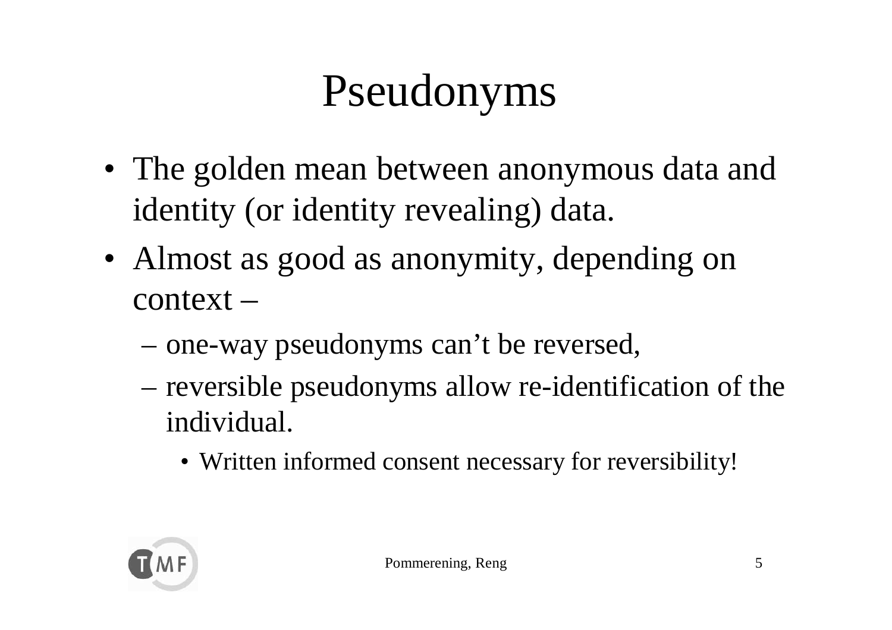# Pseudonyms

- The golden mean between anonymous data and identity (or identity revealing) data.
- Almost as good as anonymity, depending on context –
  - one-way pseudonyms can't be reversed,
  - reversible pseudonyms allow re-identification of the individual.
    - Written informed consent necessary for reversibility!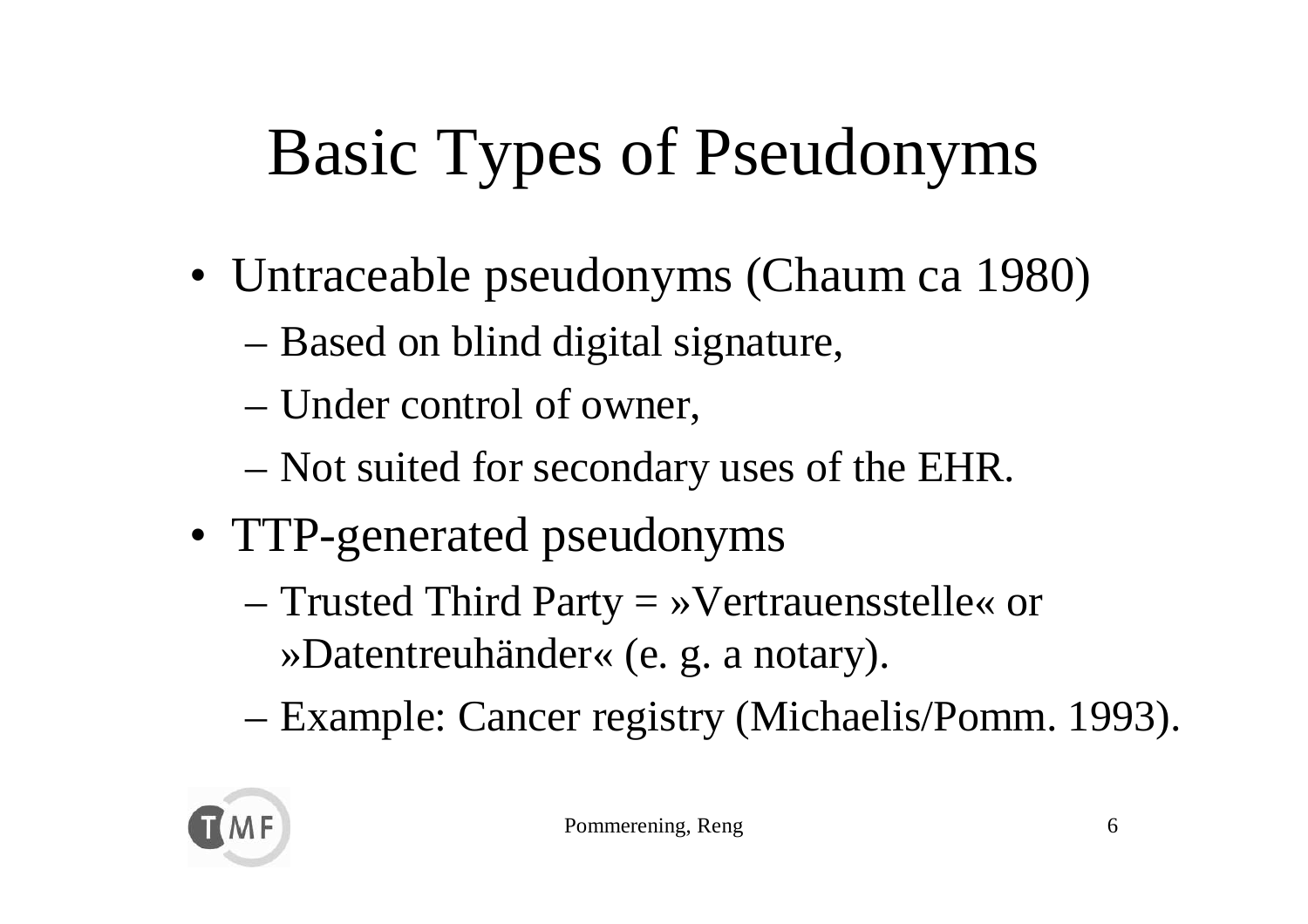# Basic Types of Pseudonyms

- Untraceable pseudonyms (Chaum ca 1980)
  - Based on blind digital signature,
  - Under control of owner,
  - Not suited for secondary uses of the EHR.
- TTP-generated pseudonyms
  - Trusted Third Party = »Vertrauensstelle« or »Datentreuhänder« (e. g. a notary).
  - Example: Cancer registry (Michaelis/Pomm. 1993).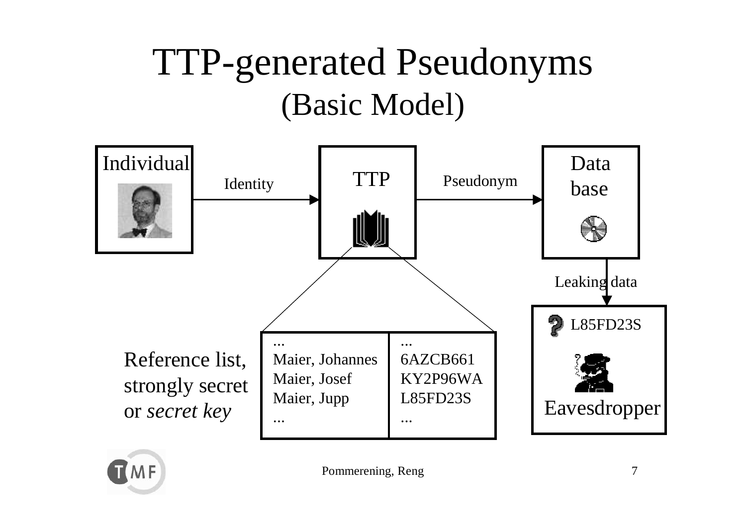# TTP-generated Pseudonyms
## (Basic Model)

Individual → Identity → TTP → Pseudonym → Data base

Data base → Leaking data → Eavesdropper: L85FD23S

Reference list, strongly secret or *secret key*

| ... | ... |
|---|---|
| Maier, Johannes | 6AZCB661 |
| Maier, Josef | KY2P96WA |
| Maier, Jupp | L85FD23S |
| ... | ... |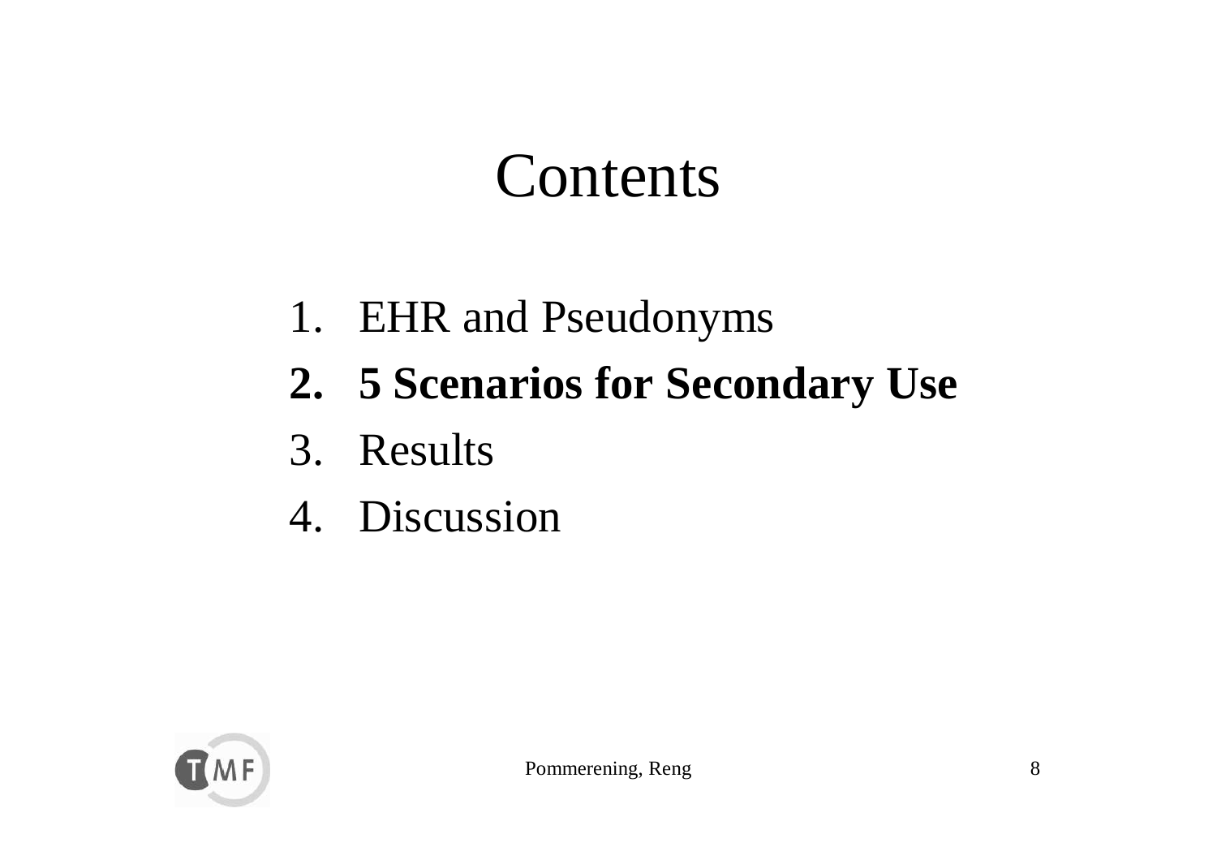# Contents

1. EHR and Pseudonyms
2. **5 Scenarios for Secondary Use**
3. Results
4. Discussion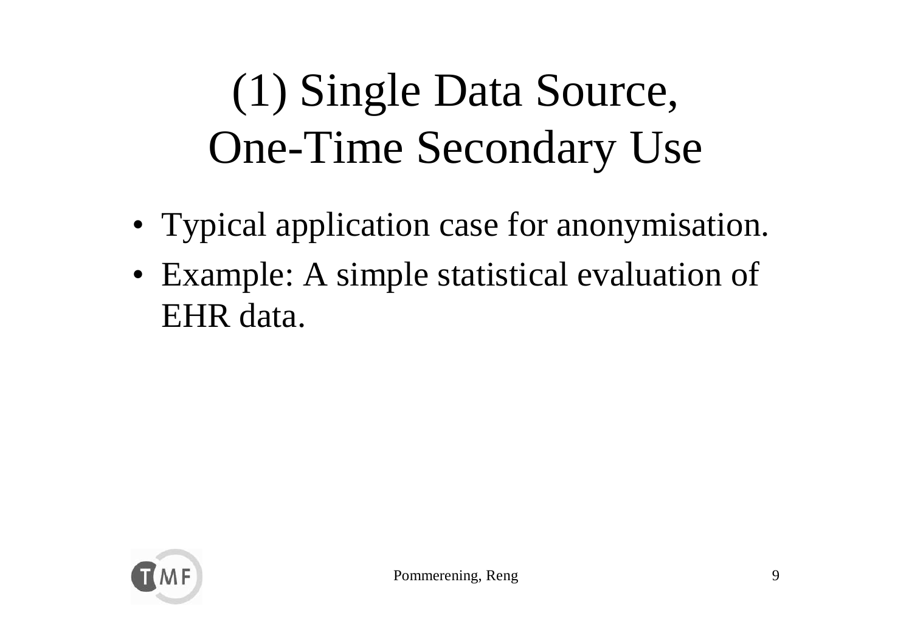# (1) Single Data Source, One-Time Secondary Use

- Typical application case for anonymisation.
- Example: A simple statistical evaluation of EHR data.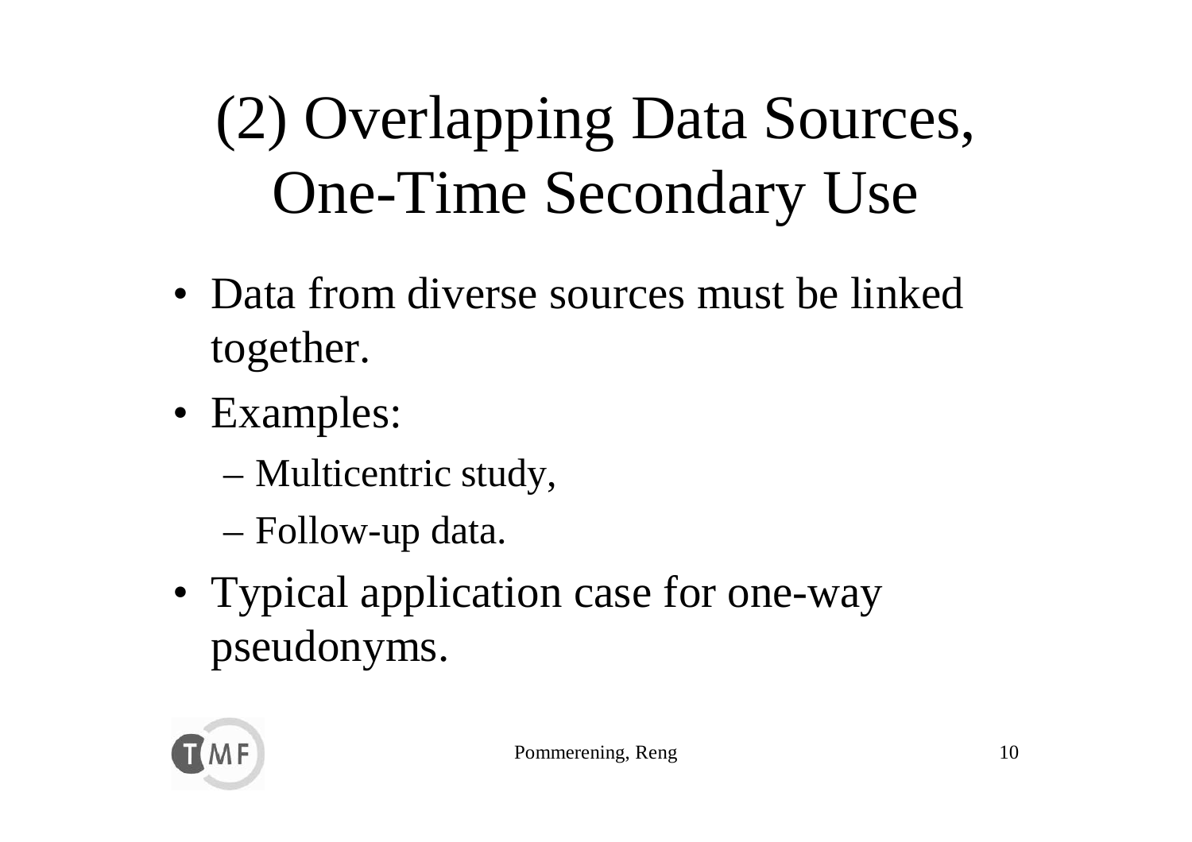# (2) Overlapping Data Sources, One-Time Secondary Use

- Data from diverse sources must be linked together.
- Examples:
  - Multicentric study,
  - Follow-up data.
- Typical application case for one-way pseudonyms.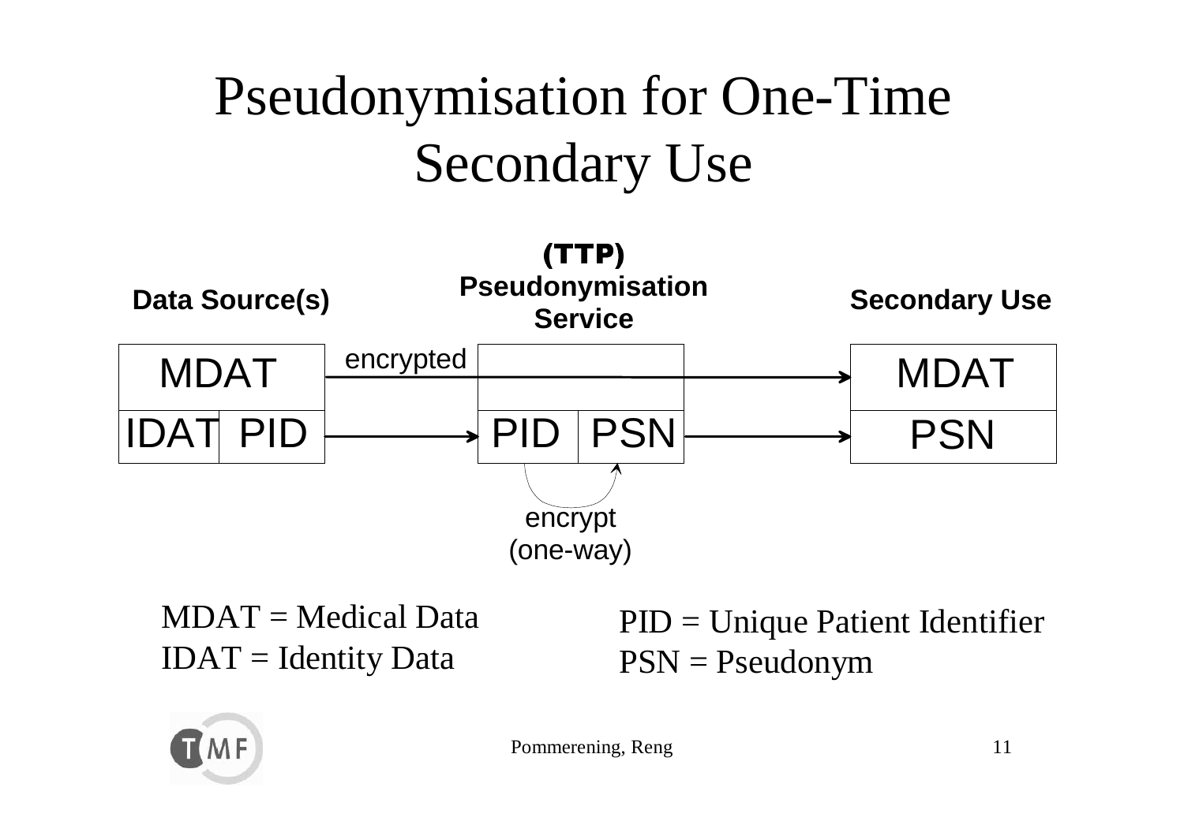# Pseudonymisation for One-Time Secondary Use

**Data Source(s)**

| MDAT | |
|---|---|
| IDAT | PID |

encrypted →

**(TTP) Pseudonymisation Service**

| | |
|---|---|
| PID | PSN |

encrypt (one-way)

**Secondary Use**

| MDAT |
|---|
| PSN |

MDAT = Medical Data
IDAT = Identity Data

PID = Unique Patient Identifier
PSN = Pseudonym

Pommerening, Reng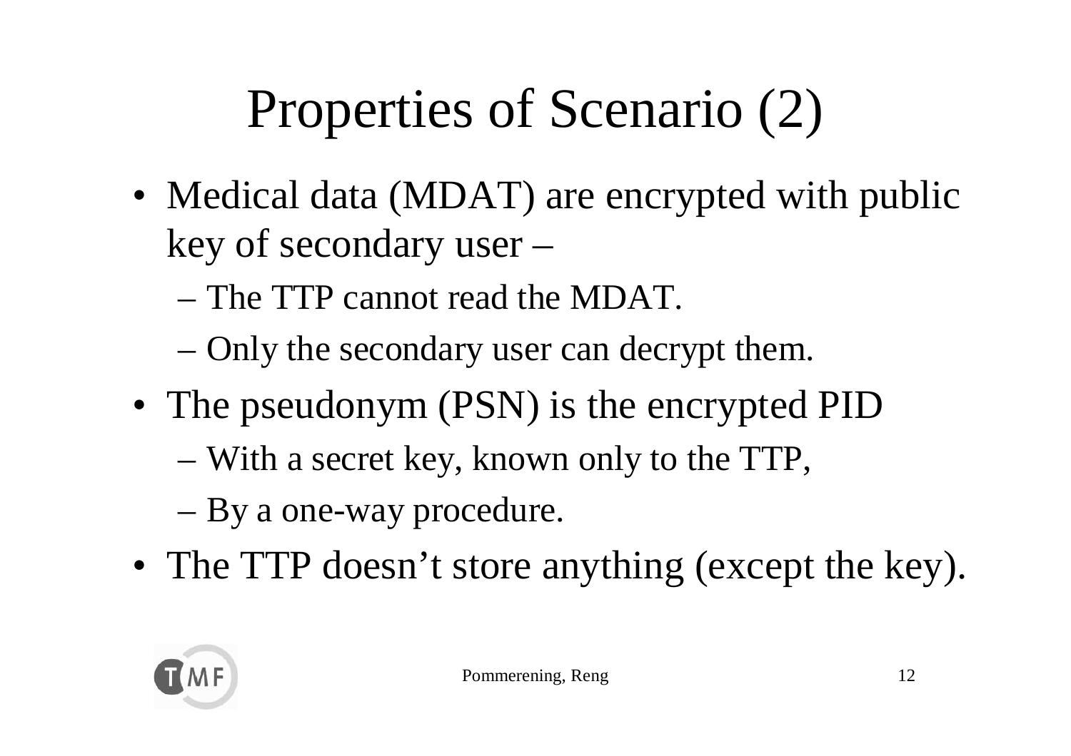# Properties of Scenario (2)

- Medical data (MDAT) are encrypted with public key of secondary user –
  - The TTP cannot read the MDAT.
  - Only the secondary user can decrypt them.
- The pseudonym (PSN) is the encrypted PID
  - With a secret key, known only to the TTP,
  - By a one-way procedure.
- The TTP doesn't store anything (except the key).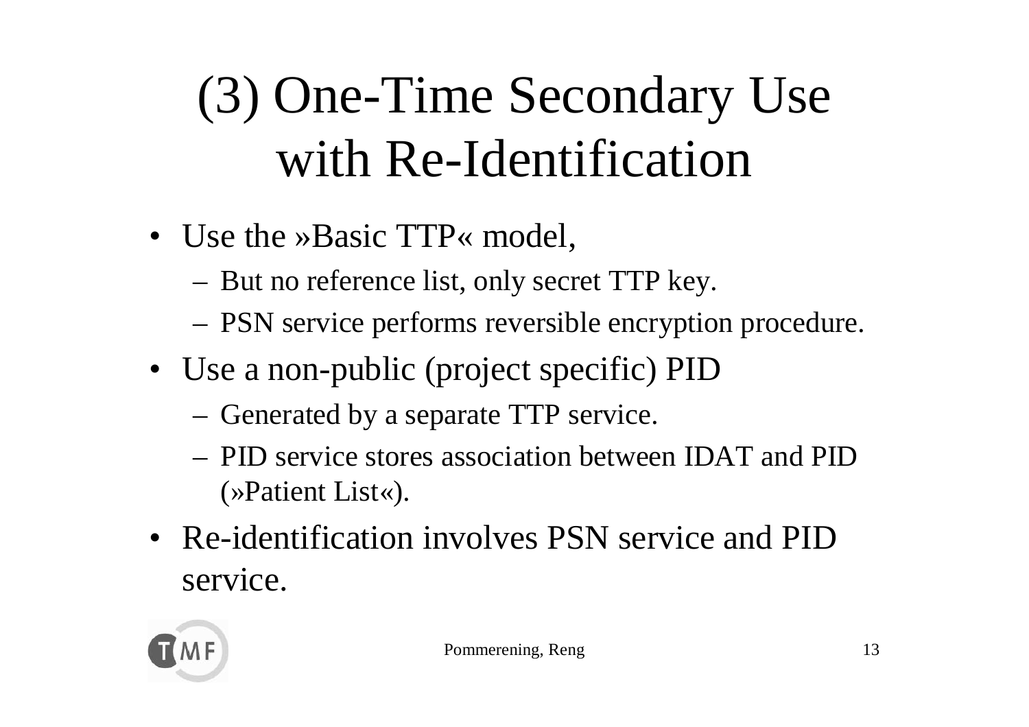# (3) One-Time Secondary Use with Re-Identification

- Use the »Basic TTP« model,
  - But no reference list, only secret TTP key.
  - PSN service performs reversible encryption procedure.
- Use a non-public (project specific) PID
  - Generated by a separate TTP service.
  - PID service stores association between IDAT and PID (»Patient List«).
- Re-identification involves PSN service and PID service.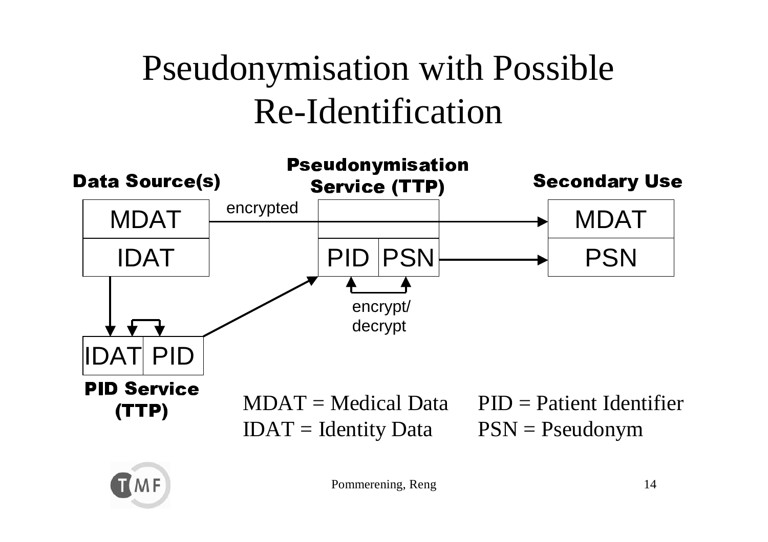# Pseudonymisation with Possible Re-Identification

**Data Source(s)**

| MDAT |
| --- |
| IDAT |

**Pseudonymisation Service (TTP)**

| PID | PSN |
| --- | --- |

**Secondary Use**

| MDAT |
| --- |
| PSN |

**PID Service (TTP)**

| IDAT | PID |
| --- | --- |

- MDAT (encrypted) → Secondary Use MDAT
- IDAT → PID Service (IDAT → PID) → Pseudonymisation Service (PID)
- PID ↔ PSN: encrypt/decrypt
- PSN → Secondary Use PSN

MDAT = Medical Data
IDAT = Identity Data
PID = Patient Identifier
PSN = Pseudonym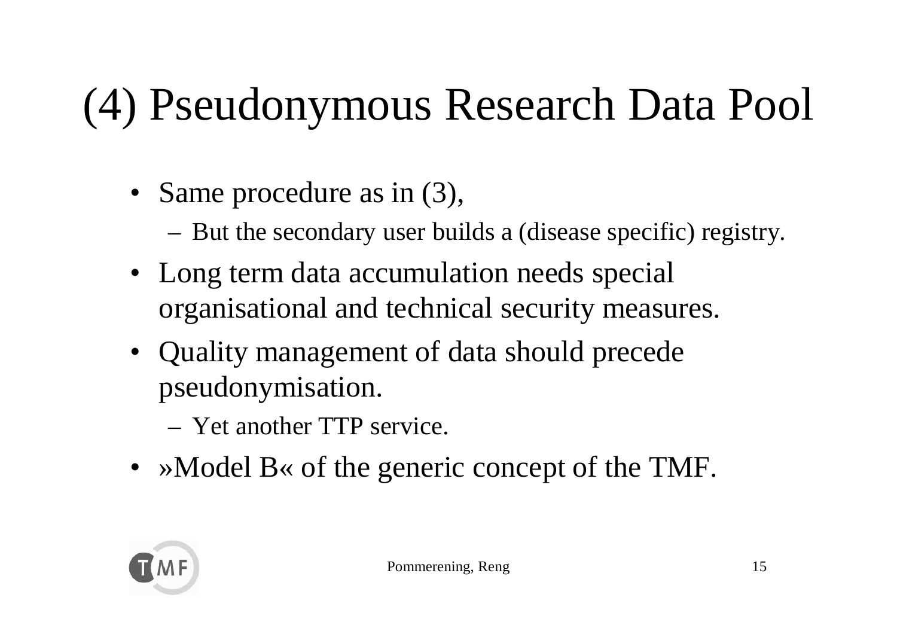# (4) Pseudonymous Research Data Pool

- Same procedure as in (3),
  - But the secondary user builds a (disease specific) registry.
- Long term data accumulation needs special organisational and technical security measures.
- Quality management of data should precede pseudonymisation.
  - Yet another TTP service.
- »Model B« of the generic concept of the TMF.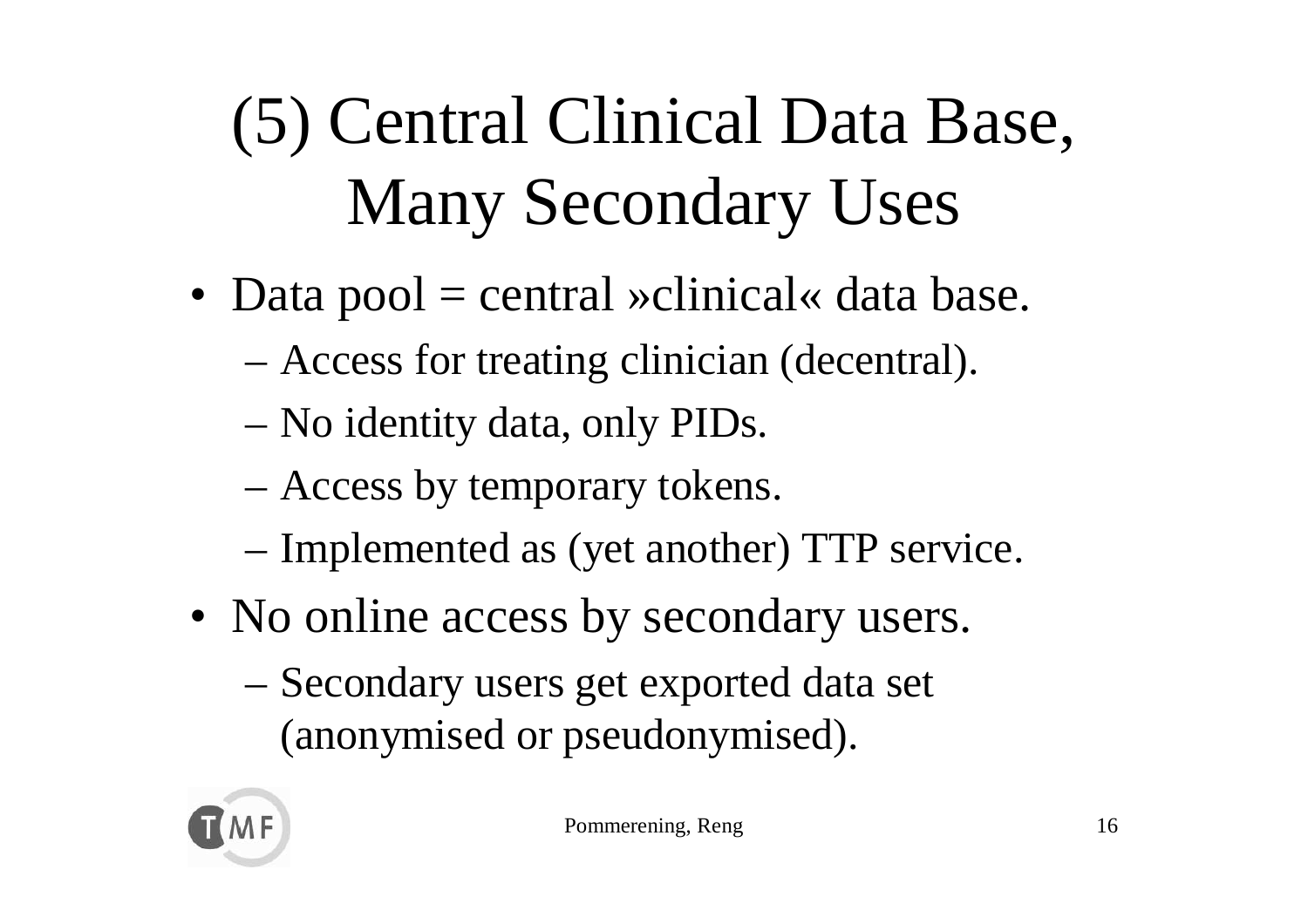# (5) Central Clinical Data Base, Many Secondary Uses

- Data pool = central »clinical« data base.
  - Access for treating clinician (decentral).
  - No identity data, only PIDs.
  - Access by temporary tokens.
  - Implemented as (yet another) TTP service.
- No online access by secondary users.
  - Secondary users get exported data set (anonymised or pseudonymised).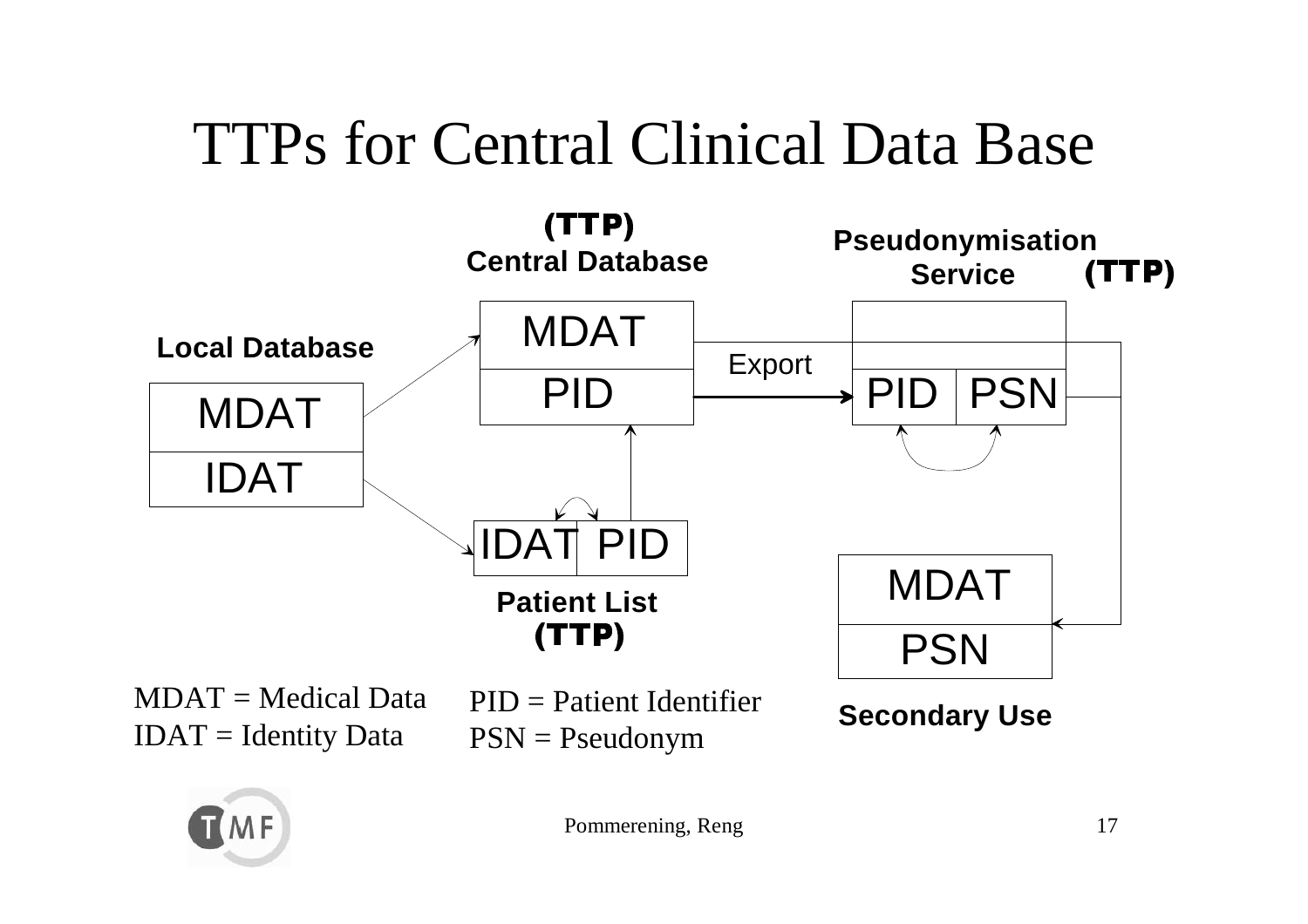# TTPs for Central Clinical Data Base

**(TTP)**
**Central Database**

**Pseudonymisation Service** **(TTP)**

**Local Database**

| MDAT |
| --- |
| IDAT |

| MDAT |
| --- |
| PID |

Export

| PID | PSN |
| --- | --- |

| IDAT | PID |
| --- | --- |

**Patient List**
**(TTP)**

| MDAT |
| --- |
| PSN |

**Secondary Use**

MDAT = Medical Data
IDAT = Identity Data

PID = Patient Identifier
PSN = Pseudonym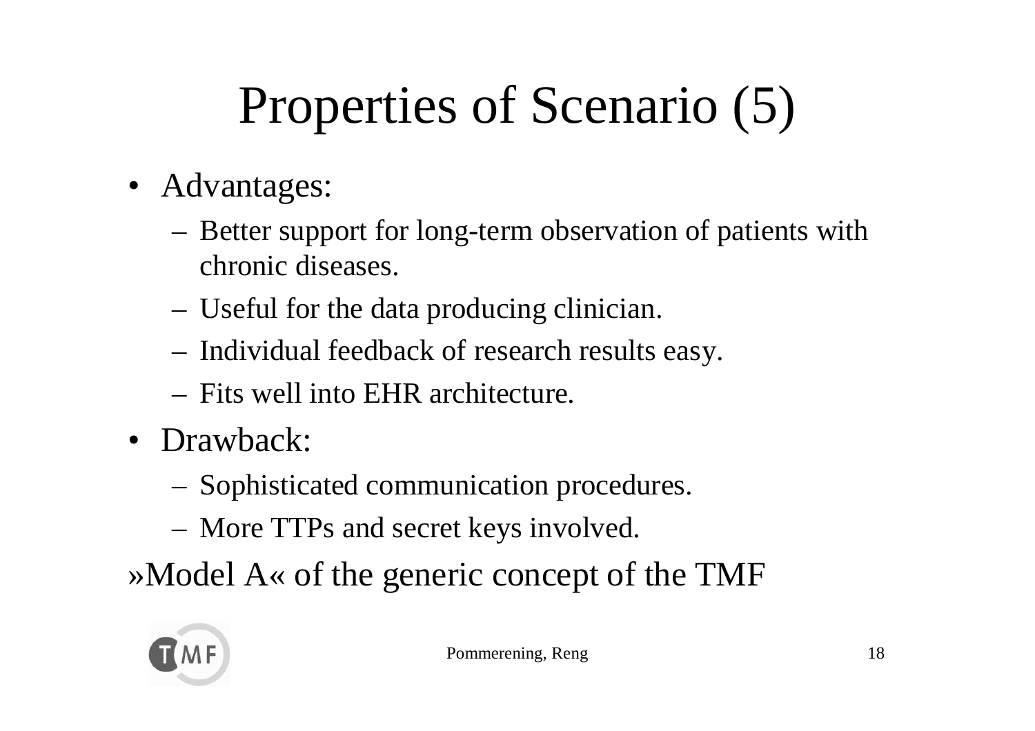# Properties of Scenario (5)

- Advantages:
  - Better support for long-term observation of patients with chronic diseases.
  - Useful for the data producing clinician.
  - Individual feedback of research results easy.
  - Fits well into EHR architecture.
- Drawback:
  - Sophisticated communication procedures.
  - More TTPs and secret keys involved.

»Model A« of the generic concept of the TMF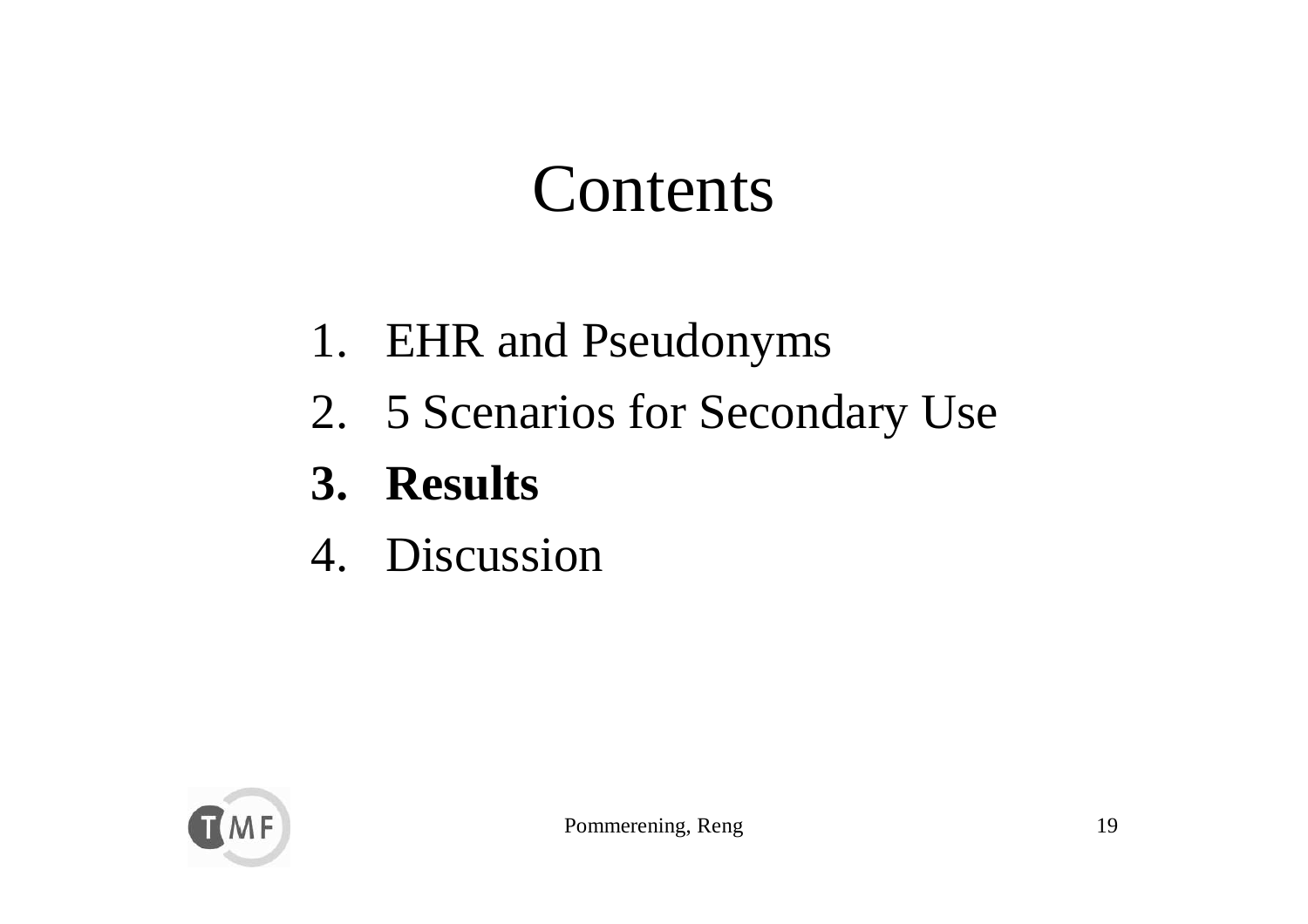# Contents

1. EHR and Pseudonyms
2. 5 Scenarios for Secondary Use
3. **Results**
4. Discussion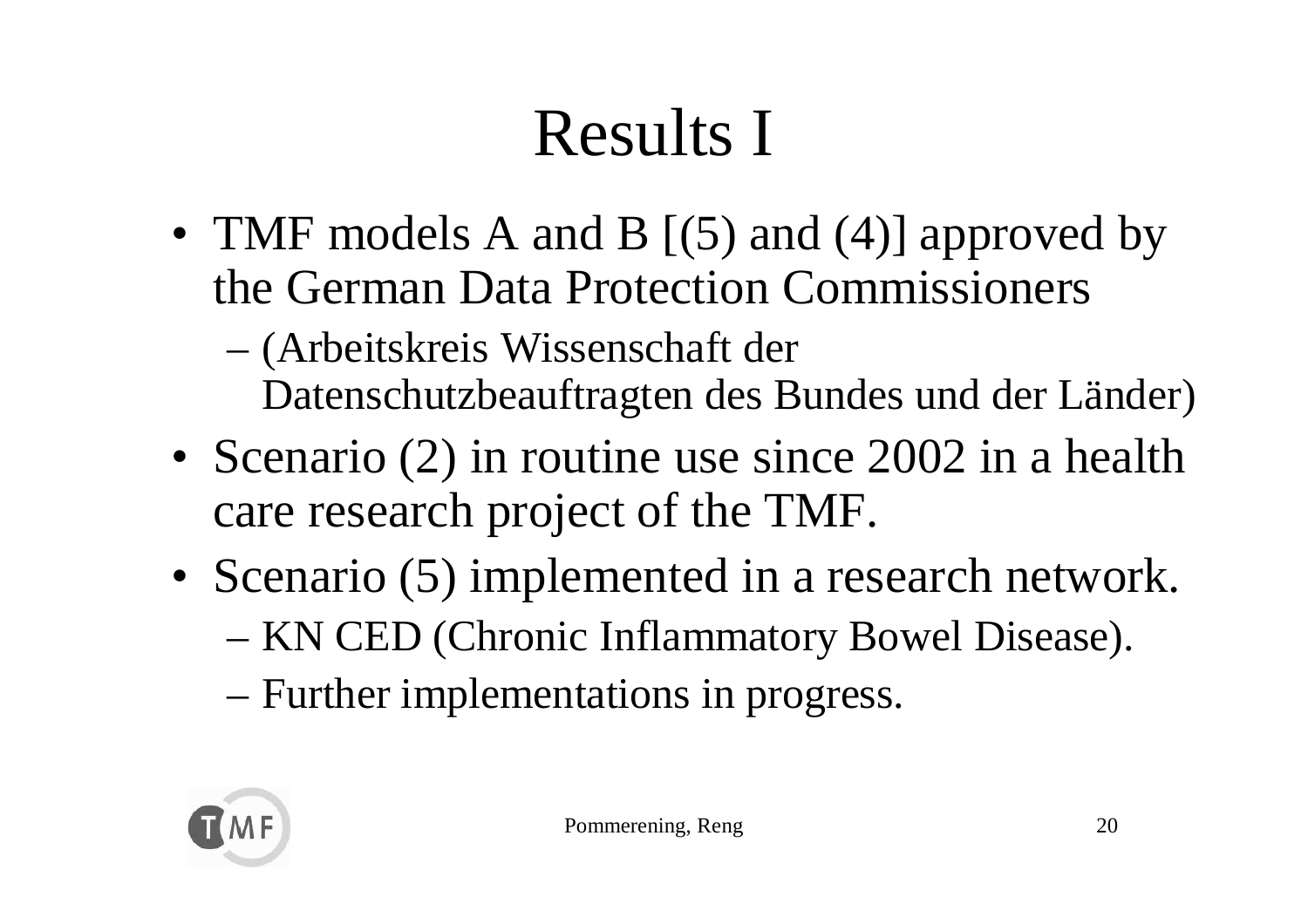# Results I

- TMF models A and B [(5) and (4)] approved by the German Data Protection Commissioners
  - (Arbeitskreis Wissenschaft der Datenschutzbeauftragten des Bundes und der Länder)
- Scenario (2) in routine use since 2002 in a health care research project of the TMF.
- Scenario (5) implemented in a research network.
  - KN CED (Chronic Inflammatory Bowel Disease).
  - Further implementations in progress.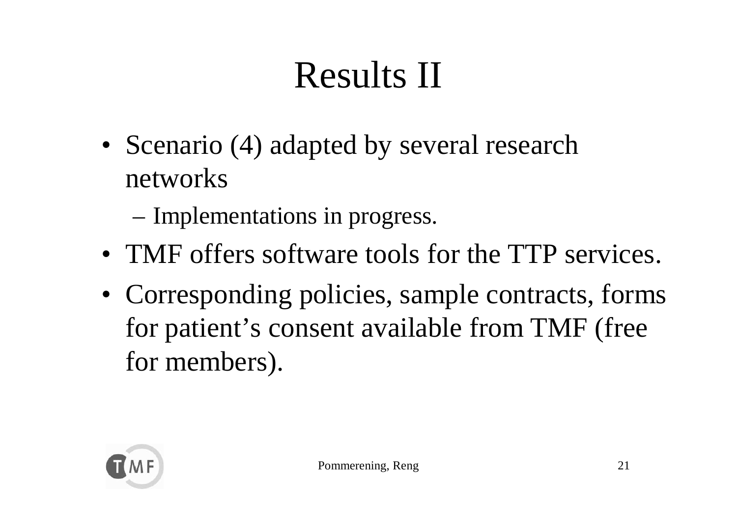# Results II

- Scenario (4) adapted by several research networks
  - Implementations in progress.
- TMF offers software tools for the TTP services.
- Corresponding policies, sample contracts, forms for patient's consent available from TMF (free for members).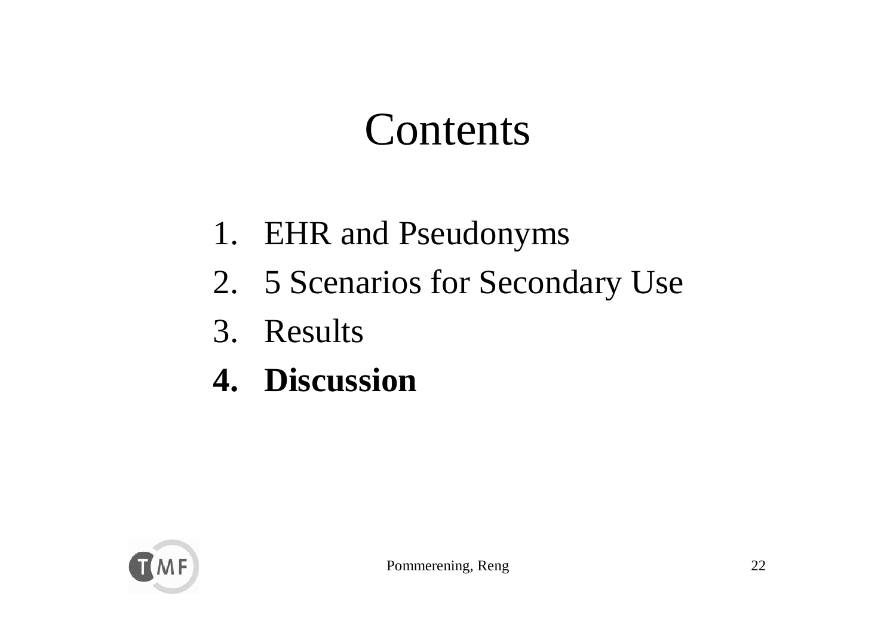# Contents

1. EHR and Pseudonyms
2. 5 Scenarios for Secondary Use
3. Results
4. **Discussion**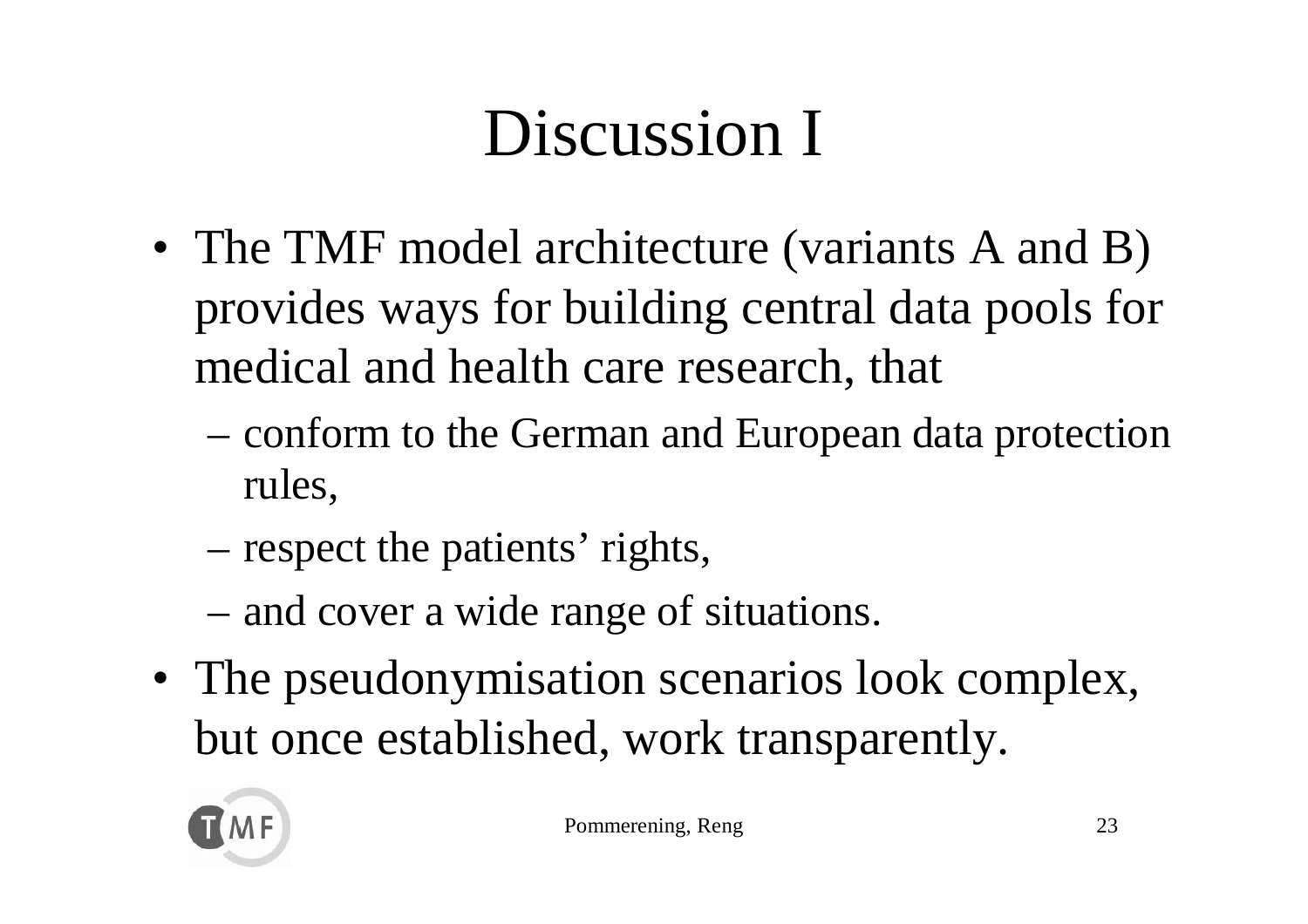# Discussion I

- The TMF model architecture (variants A and B) provides ways for building central data pools for medical and health care research, that
  - conform to the German and European data protection rules,
  - respect the patients' rights,
  - and cover a wide range of situations.
- The pseudonymisation scenarios look complex, but once established, work transparently.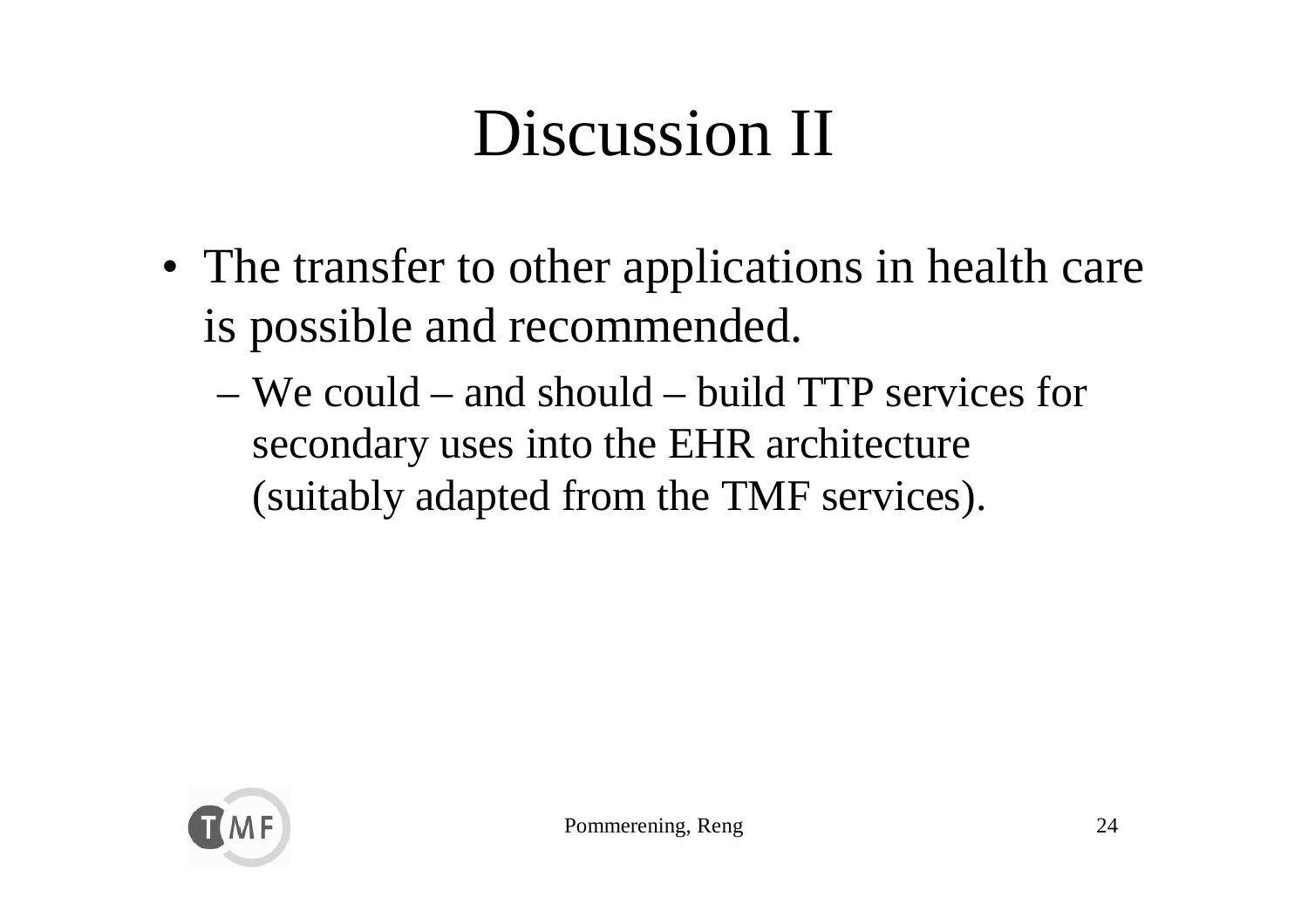# Discussion II

- The transfer to other applications in health care is possible and recommended.
  - We could – and should – build TTP services for secondary uses into the EHR architecture (suitably adapted from the TMF services).